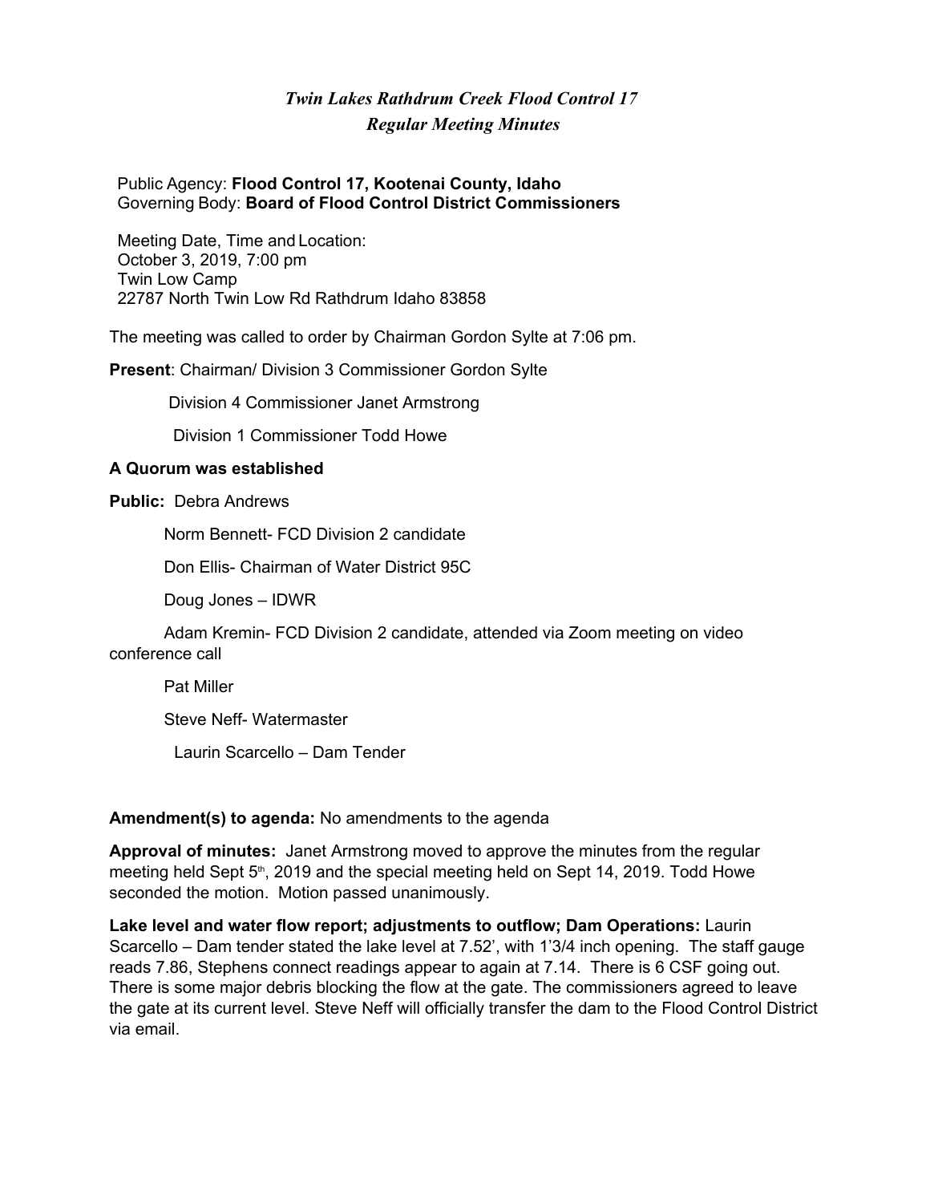# *Twin Lakes Rathdrum Creek Flood Control 17*
## *Regular Meeting Minutes*

Public Agency: **Flood Control 17, Kootenai County, Idaho**
Governing Body: **Board of Flood Control District Commissioners**

Meeting Date, Time and Location:
October 3, 2019, 7:00 pm
Twin Low Camp
22787 North Twin Low Rd Rathdrum Idaho 83858

The meeting was called to order by Chairman Gordon Sylte at 7:06 pm.

**Present**: Chairman/ Division 3 Commissioner Gordon Sylte

Division 4 Commissioner Janet Armstrong

Division 1 Commissioner Todd Howe

**A Quorum was established**

**Public:** Debra Andrews

Norm Bennett- FCD Division 2 candidate

Don Ellis- Chairman of Water District 95C

Doug Jones – IDWR

Adam Kremin- FCD Division 2 candidate, attended via Zoom meeting on video conference call

Pat Miller

Steve Neff- Watermaster

Laurin Scarcello – Dam Tender

**Amendment(s) to agenda:** No amendments to the agenda

**Approval of minutes:** Janet Armstrong moved to approve the minutes from the regular meeting held Sept 5th, 2019 and the special meeting held on Sept 14, 2019. Todd Howe seconded the motion. Motion passed unanimously.

**Lake level and water flow report; adjustments to outflow; Dam Operations:** Laurin Scarcello – Dam tender stated the lake level at 7.52', with 1'3/4 inch opening. The staff gauge reads 7.86, Stephens connect readings appear to again at 7.14. There is 6 CSF going out. There is some major debris blocking the flow at the gate. The commissioners agreed to leave the gate at its current level. Steve Neff will officially transfer the dam to the Flood Control District via email.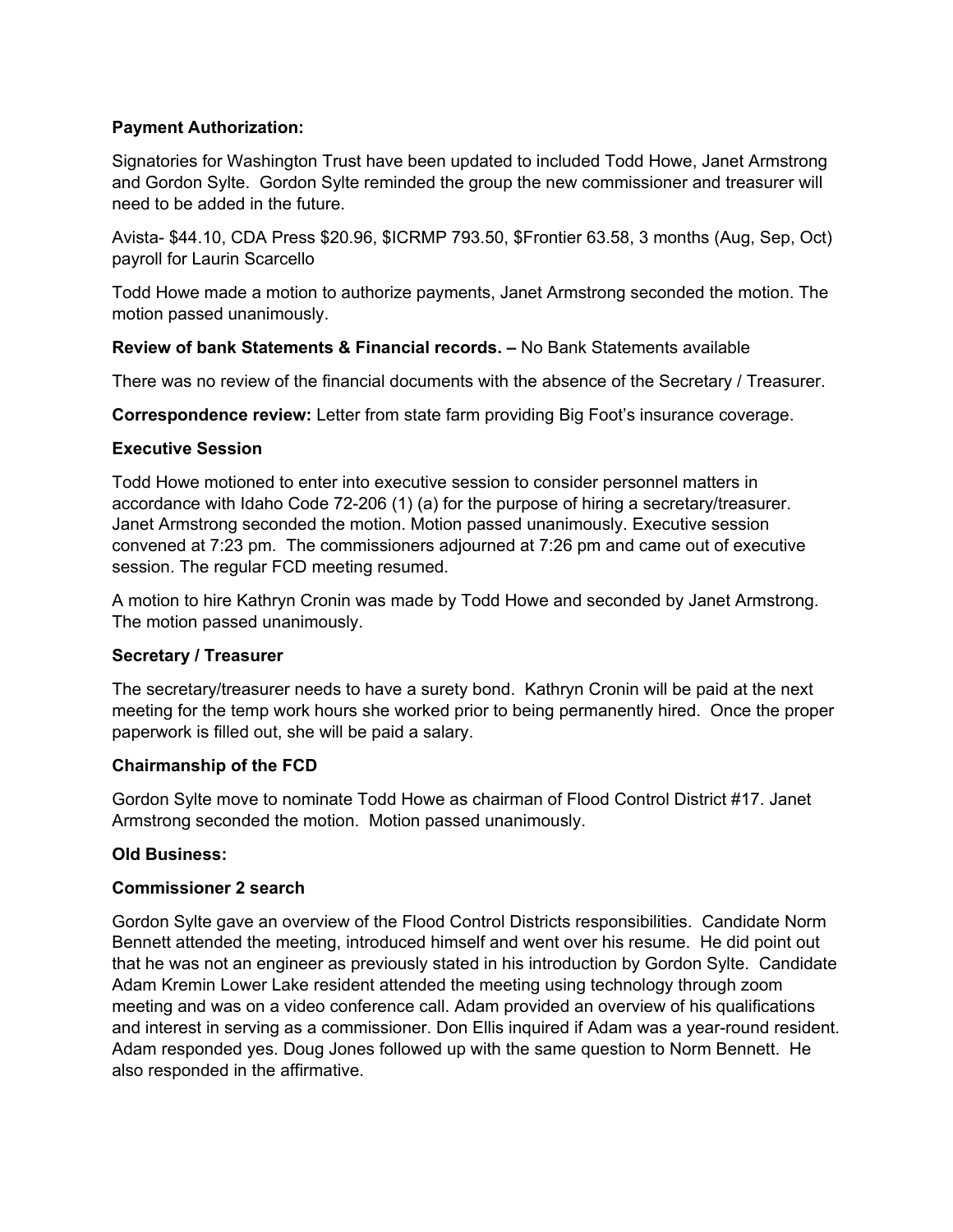**Payment Authorization:**

Signatories for Washington Trust have been updated to included Todd Howe, Janet Armstrong and Gordon Sylte. Gordon Sylte reminded the group the new commissioner and treasurer will need to be added in the future.

Avista- $44.10, CDA Press $20.96, $ICRMP 793.50, $Frontier 63.58, 3 months (Aug, Sep, Oct) payroll for Laurin Scarcello

Todd Howe made a motion to authorize payments, Janet Armstrong seconded the motion. The motion passed unanimously.

**Review of bank Statements & Financial records. –** No Bank Statements available

There was no review of the financial documents with the absence of the Secretary / Treasurer.

**Correspondence review:** Letter from state farm providing Big Foot's insurance coverage.

**Executive Session**

Todd Howe motioned to enter into executive session to consider personnel matters in accordance with Idaho Code 72-206 (1) (a) for the purpose of hiring a secretary/treasurer. Janet Armstrong seconded the motion. Motion passed unanimously. Executive session convened at 7:23 pm. The commissioners adjourned at 7:26 pm and came out of executive session. The regular FCD meeting resumed.

A motion to hire Kathryn Cronin was made by Todd Howe and seconded by Janet Armstrong. The motion passed unanimously.

**Secretary / Treasurer**

The secretary/treasurer needs to have a surety bond. Kathryn Cronin will be paid at the next meeting for the temp work hours she worked prior to being permanently hired. Once the proper paperwork is filled out, she will be paid a salary.

**Chairmanship of the FCD**

Gordon Sylte move to nominate Todd Howe as chairman of Flood Control District #17. Janet Armstrong seconded the motion. Motion passed unanimously.

**Old Business:**

**Commissioner 2 search**

Gordon Sylte gave an overview of the Flood Control Districts responsibilities. Candidate Norm Bennett attended the meeting, introduced himself and went over his resume. He did point out that he was not an engineer as previously stated in his introduction by Gordon Sylte. Candidate Adam Kremin Lower Lake resident attended the meeting using technology through zoom meeting and was on a video conference call. Adam provided an overview of his qualifications and interest in serving as a commissioner. Don Ellis inquired if Adam was a year-round resident. Adam responded yes. Doug Jones followed up with the same question to Norm Bennett. He also responded in the affirmative.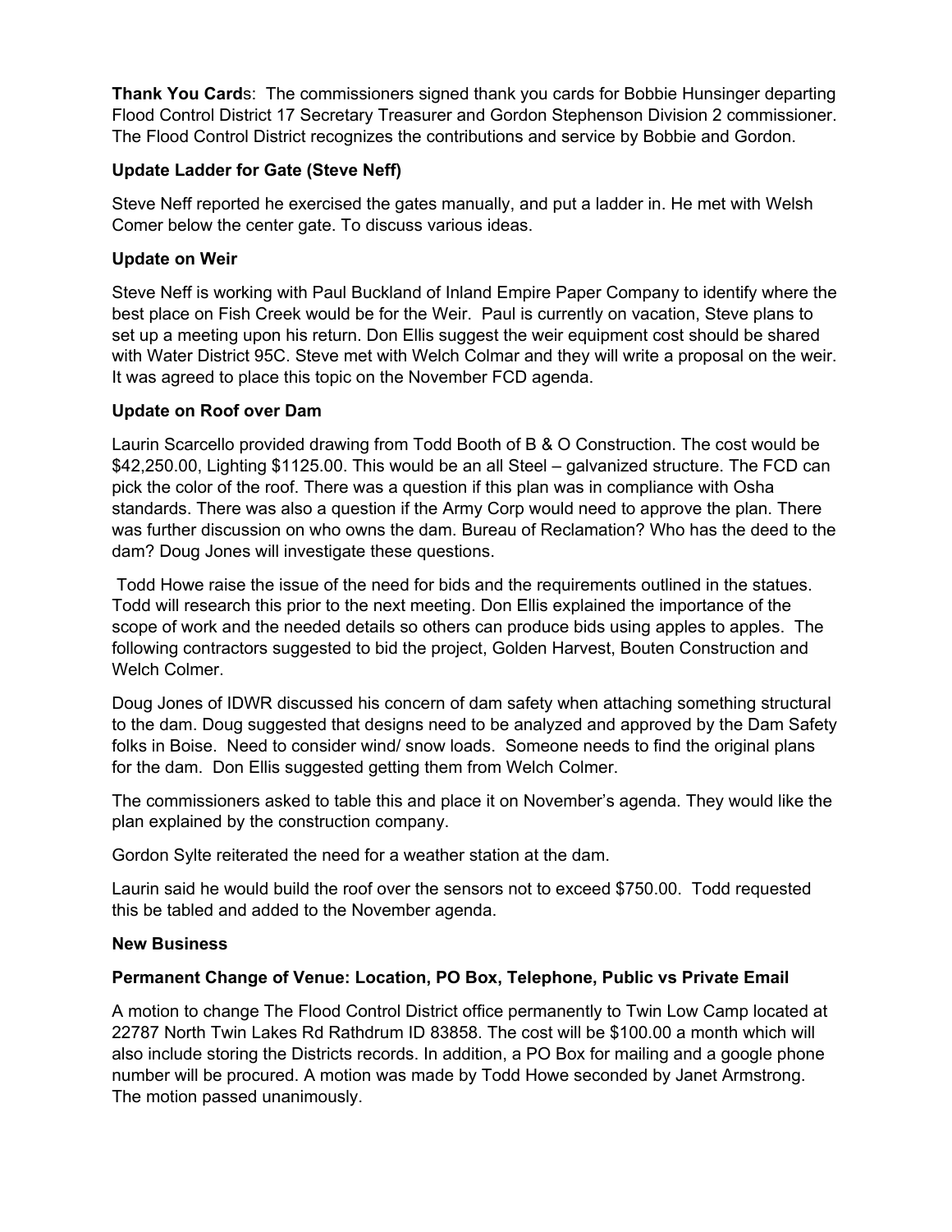**Thank You Card**s: The commissioners signed thank you cards for Bobbie Hunsinger departing Flood Control District 17 Secretary Treasurer and Gordon Stephenson Division 2 commissioner. The Flood Control District recognizes the contributions and service by Bobbie and Gordon.

**Update Ladder for Gate (Steve Neff)**

Steve Neff reported he exercised the gates manually, and put a ladder in. He met with Welsh Comer below the center gate. To discuss various ideas.

**Update on Weir**

Steve Neff is working with Paul Buckland of Inland Empire Paper Company to identify where the best place on Fish Creek would be for the Weir. Paul is currently on vacation, Steve plans to set up a meeting upon his return. Don Ellis suggest the weir equipment cost should be shared with Water District 95C. Steve met with Welch Colmar and they will write a proposal on the weir. It was agreed to place this topic on the November FCD agenda.

**Update on Roof over Dam**

Laurin Scarcello provided drawing from Todd Booth of B & O Construction. The cost would be $42,250.00, Lighting $1125.00. This would be an all Steel – galvanized structure. The FCD can pick the color of the roof. There was a question if this plan was in compliance with Osha standards. There was also a question if the Army Corp would need to approve the plan. There was further discussion on who owns the dam. Bureau of Reclamation? Who has the deed to the dam? Doug Jones will investigate these questions.

Todd Howe raise the issue of the need for bids and the requirements outlined in the statues. Todd will research this prior to the next meeting. Don Ellis explained the importance of the scope of work and the needed details so others can produce bids using apples to apples. The following contractors suggested to bid the project, Golden Harvest, Bouten Construction and Welch Colmer.

Doug Jones of IDWR discussed his concern of dam safety when attaching something structural to the dam. Doug suggested that designs need to be analyzed and approved by the Dam Safety folks in Boise. Need to consider wind/ snow loads. Someone needs to find the original plans for the dam. Don Ellis suggested getting them from Welch Colmer.

The commissioners asked to table this and place it on November's agenda. They would like the plan explained by the construction company.

Gordon Sylte reiterated the need for a weather station at the dam.

Laurin said he would build the roof over the sensors not to exceed $750.00. Todd requested this be tabled and added to the November agenda.

**New Business**

**Permanent Change of Venue: Location, PO Box, Telephone, Public vs Private Email**

A motion to change The Flood Control District office permanently to Twin Low Camp located at 22787 North Twin Lakes Rd Rathdrum ID 83858. The cost will be $100.00 a month which will also include storing the Districts records. In addition, a PO Box for mailing and a google phone number will be procured. A motion was made by Todd Howe seconded by Janet Armstrong. The motion passed unanimously.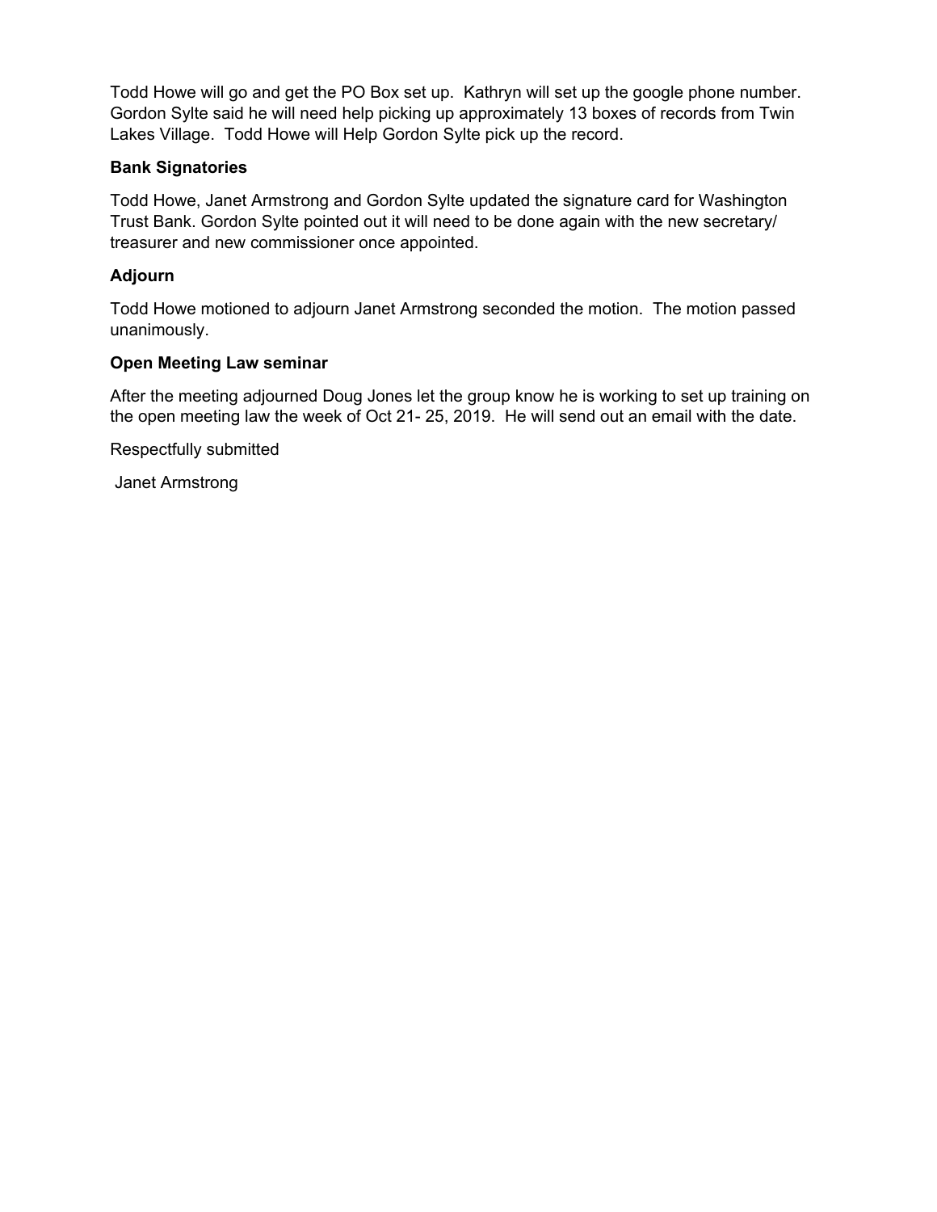Todd Howe will go and get the PO Box set up. Kathryn will set up the google phone number. Gordon Sylte said he will need help picking up approximately 13 boxes of records from Twin Lakes Village. Todd Howe will Help Gordon Sylte pick up the record.

**Bank Signatories**

Todd Howe, Janet Armstrong and Gordon Sylte updated the signature card for Washington Trust Bank. Gordon Sylte pointed out it will need to be done again with the new secretary/ treasurer and new commissioner once appointed.

**Adjourn**

Todd Howe motioned to adjourn Janet Armstrong seconded the motion. The motion passed unanimously.

**Open Meeting Law seminar**

After the meeting adjourned Doug Jones let the group know he is working to set up training on the open meeting law the week of Oct 21- 25, 2019. He will send out an email with the date.

Respectfully submitted

Janet Armstrong